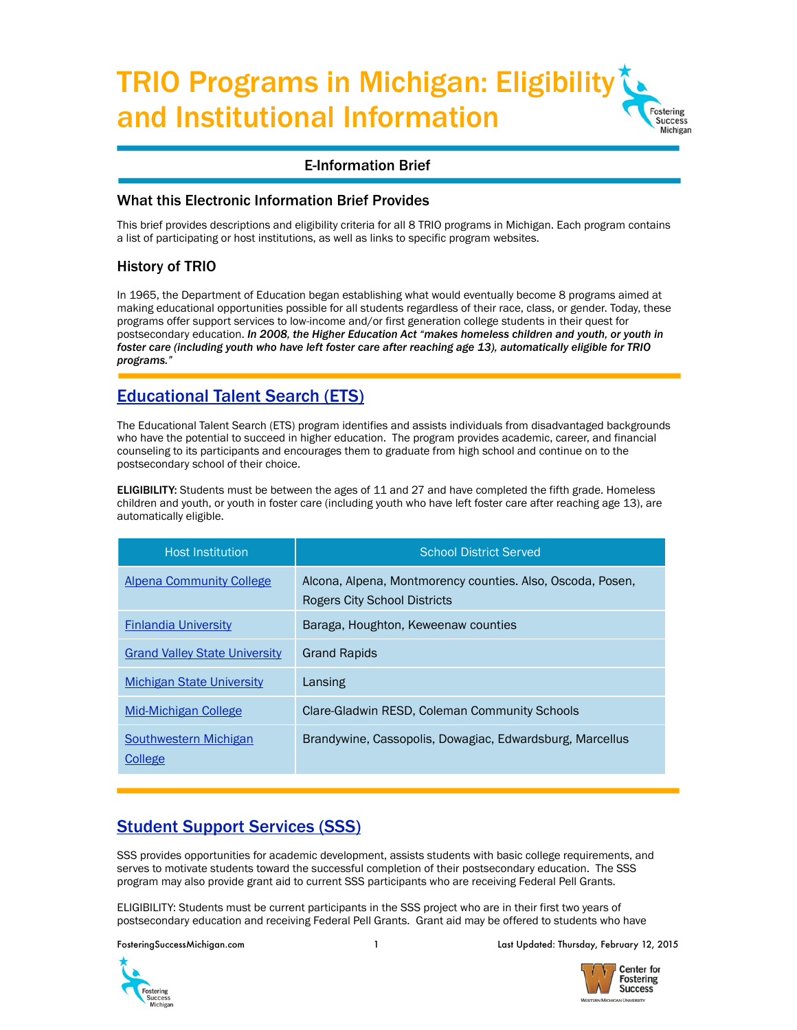# TRIO Programs in Michigan: Eligibility and Institutional Information

## E-Information Brief

### What this Electronic Information Brief Provides

This brief provides descriptions and eligibility criteria for all 8 TRIO programs in Michigan. Each program contains a list of participating or host institutions, as well as links to specific program websites.

### History of TRIO

In 1965, the Department of Education began establishing what would eventually become 8 programs aimed at making educational opportunities possible for all students regardless of their race, class, or gender. Today, these programs offer support services to low-income and/or first generation college students in their quest for postsecondary education. ***In 2008, the Higher Education Act "makes homeless children and youth, or youth in foster care (including youth who have left foster care after reaching age 13), automatically eligible for TRIO programs."***

## Educational Talent Search (ETS)

The Educational Talent Search (ETS) program identifies and assists individuals from disadvantaged backgrounds who have the potential to succeed in higher education. The program provides academic, career, and financial counseling to its participants and encourages them to graduate from high school and continue on to the postsecondary school of their choice.

**ELIGIBILITY:** Students must be between the ages of 11 and 27 and have completed the fifth grade. Homeless children and youth, or youth in foster care (including youth who have left foster care after reaching age 13), are automatically eligible.

| Host Institution | School District Served |
| --- | --- |
| Alpena Community College | Alcona, Alpena, Montmorency counties. Also, Oscoda, Posen, Rogers City School Districts |
| Finlandia University | Baraga, Houghton, Keweenaw counties |
| Grand Valley State University | Grand Rapids |
| Michigan State University | Lansing |
| Mid-Michigan College | Clare-Gladwin RESD, Coleman Community Schools |
| Southwestern Michigan College | Brandywine, Cassopolis, Dowagiac, Edwardsburg, Marcellus |

## Student Support Services (SSS)

SSS provides opportunities for academic development, assists students with basic college requirements, and serves to motivate students toward the successful completion of their postsecondary education. The SSS program may also provide grant aid to current SSS participants who are receiving Federal Pell Grants.

ELIGIBILITY: Students must be current participants in the SSS project who are in their first two years of postsecondary education and receiving Federal Pell Grants. Grant aid may be offered to students who have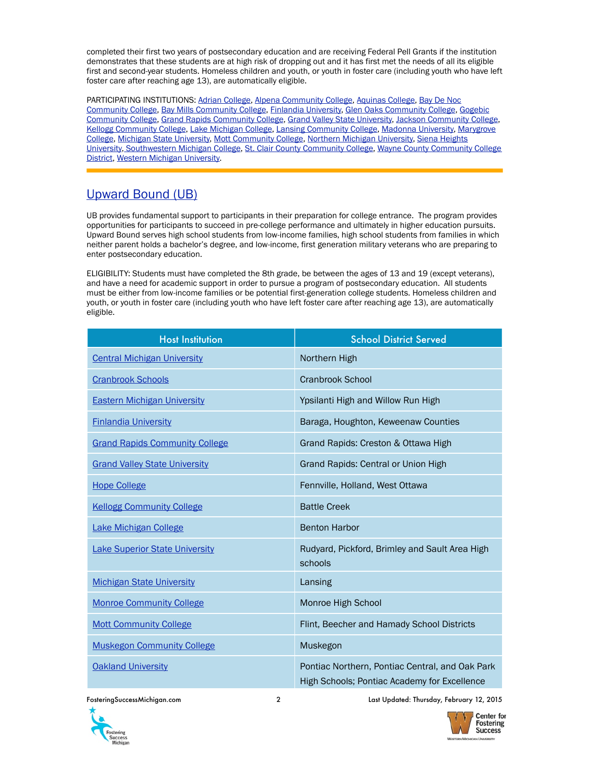completed their first two years of postsecondary education and are receiving Federal Pell Grants if the institution demonstrates that these students are at high risk of dropping out and it has first met the needs of all its eligible first and second-year students. Homeless children and youth, or youth in foster care (including youth who have left foster care after reaching age 13), are automatically eligible.

PARTICIPATING INSTITUTIONS: Adrian College, Alpena Community College, Aquinas College, Bay De Noc Community College, Bay Mills Community College, Finlandia University, Glen Oaks Community College, Gogebic Community College, Grand Rapids Community College, Grand Valley State University, Jackson Community College, Kellogg Community College, Lake Michigan College, Lansing Community College, Madonna University, Marygrove College, Michigan State University, Mott Community College, Northern Michigan University, Siena Heights University, Southwestern Michigan College, St. Clair County Community College, Wayne County Community College District, Western Michigan University.

## Upward Bound (UB)

UB provides fundamental support to participants in their preparation for college entrance. The program provides opportunities for participants to succeed in pre-college performance and ultimately in higher education pursuits. Upward Bound serves high school students from low-income families, high school students from families in which neither parent holds a bachelor's degree, and low-income, first generation military veterans who are preparing to enter postsecondary education.

ELIGIBILITY: Students must have completed the 8th grade, be between the ages of 13 and 19 (except veterans), and have a need for academic support in order to pursue a program of postsecondary education. All students must be either from low-income families or be potential first-generation college students. Homeless children and youth, or youth in foster care (including youth who have left foster care after reaching age 13), are automatically eligible.

| Host Institution | School District Served |
|---|---|
| Central Michigan University | Northern High |
| Cranbrook Schools | Cranbrook School |
| Eastern Michigan University | Ypsilanti High and Willow Run High |
| Finlandia University | Baraga, Houghton, Keweenaw Counties |
| Grand Rapids Community College | Grand Rapids: Creston & Ottawa High |
| Grand Valley State University | Grand Rapids: Central or Union High |
| Hope College | Fennville, Holland, West Ottawa |
| Kellogg Community College | Battle Creek |
| Lake Michigan College | Benton Harbor |
| Lake Superior State University | Rudyard, Pickford, Brimley and Sault Area High schools |
| Michigan State University | Lansing |
| Monroe Community College | Monroe High School |
| Mott Community College | Flint, Beecher and Hamady School Districts |
| Muskegon Community College | Muskegon |
| Oakland University | Pontiac Northern, Pontiac Central, and Oak Park High Schools; Pontiac Academy for Excellence |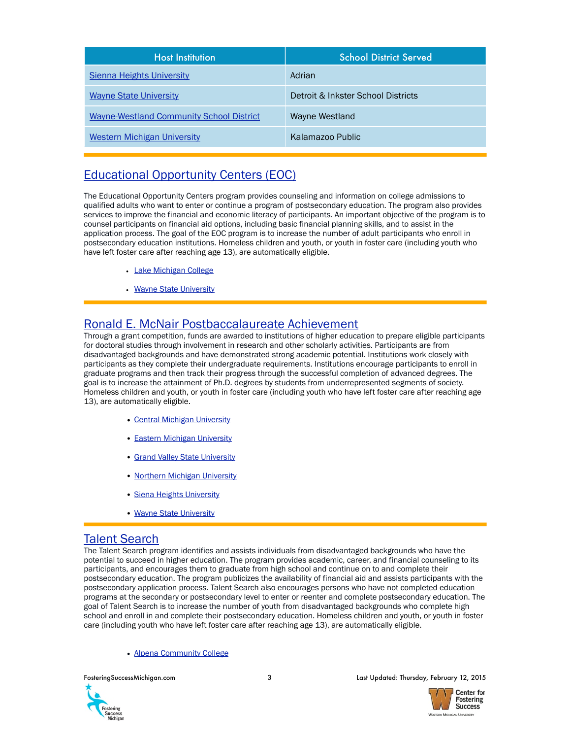| Host Institution | School District Served |
| --- | --- |
| Sienna Heights University | Adrian |
| Wayne State University | Detroit & Inkster School Districts |
| Wayne-Westland Community School District | Wayne Westland |
| Western Michigan University | Kalamazoo Public |

## Educational Opportunity Centers (EOC)

The Educational Opportunity Centers program provides counseling and information on college admissions to qualified adults who want to enter or continue a program of postsecondary education. The program also provides services to improve the financial and economic literacy of participants. An important objective of the program is to counsel participants on financial aid options, including basic financial planning skills, and to assist in the application process. The goal of the EOC program is to increase the number of adult participants who enroll in postsecondary education institutions. Homeless children and youth, or youth in foster care (including youth who have left foster care after reaching age 13), are automatically eligible.

- Lake Michigan College
- Wayne State University

## Ronald E. McNair Postbaccalaureate Achievement

Through a grant competition, funds are awarded to institutions of higher education to prepare eligible participants for doctoral studies through involvement in research and other scholarly activities. Participants are from disadvantaged backgrounds and have demonstrated strong academic potential. Institutions work closely with participants as they complete their undergraduate requirements. Institutions encourage participants to enroll in graduate programs and then track their progress through the successful completion of advanced degrees. The goal is to increase the attainment of Ph.D. degrees by students from underrepresented segments of society. Homeless children and youth, or youth in foster care (including youth who have left foster care after reaching age 13), are automatically eligible.

- Central Michigan University
- Eastern Michigan University
- Grand Valley State University
- Northern Michigan University
- Siena Heights University
- Wayne State University

## Talent Search

The Talent Search program identifies and assists individuals from disadvantaged backgrounds who have the potential to succeed in higher education. The program provides academic, career, and financial counseling to its participants, and encourages them to graduate from high school and continue on to and complete their postsecondary education. The program publicizes the availability of financial aid and assists participants with the postsecondary application process. Talent Search also encourages persons who have not completed education programs at the secondary or postsecondary level to enter or reenter and complete postsecondary education. The goal of Talent Search is to increase the number of youth from disadvantaged backgrounds who complete high school and enroll in and complete their postsecondary education. Homeless children and youth, or youth in foster care (including youth who have left foster care after reaching age 13), are automatically eligible.

- Alpena Community College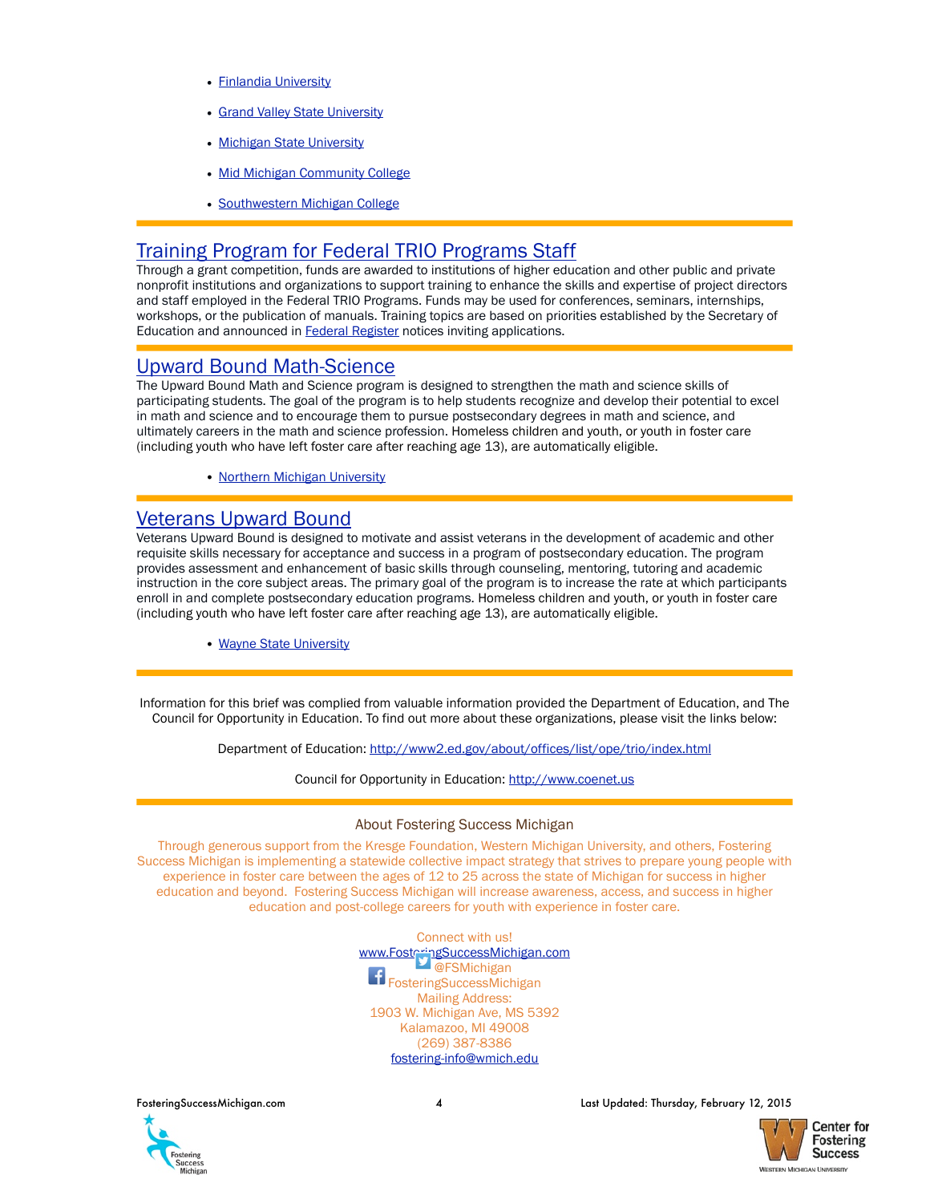- Finlandia University
- Grand Valley State University
- Michigan State University
- Mid Michigan Community College
- Southwestern Michigan College

## Training Program for Federal TRIO Programs Staff

Through a grant competition, funds are awarded to institutions of higher education and other public and private nonprofit institutions and organizations to support training to enhance the skills and expertise of project directors and staff employed in the Federal TRIO Programs. Funds may be used for conferences, seminars, internships, workshops, or the publication of manuals. Training topics are based on priorities established by the Secretary of Education and announced in Federal Register notices inviting applications.

## Upward Bound Math-Science

The Upward Bound Math and Science program is designed to strengthen the math and science skills of participating students. The goal of the program is to help students recognize and develop their potential to excel in math and science and to encourage them to pursue postsecondary degrees in math and science, and ultimately careers in the math and science profession. Homeless children and youth, or youth in foster care (including youth who have left foster care after reaching age 13), are automatically eligible.

- Northern Michigan University

## Veterans Upward Bound

Veterans Upward Bound is designed to motivate and assist veterans in the development of academic and other requisite skills necessary for acceptance and success in a program of postsecondary education. The program provides assessment and enhancement of basic skills through counseling, mentoring, tutoring and academic instruction in the core subject areas. The primary goal of the program is to increase the rate at which participants enroll in and complete postsecondary education programs. Homeless children and youth, or youth in foster care (including youth who have left foster care after reaching age 13), are automatically eligible.

- Wayne State University

Information for this brief was complied from valuable information provided the Department of Education, and The Council for Opportunity in Education. To find out more about these organizations, please visit the links below:

Department of Education: http://www2.ed.gov/about/offices/list/ope/trio/index.html

Council for Opportunity in Education: http://www.coenet.us

About Fostering Success Michigan

Through generous support from the Kresge Foundation, Western Michigan University, and others, Fostering Success Michigan is implementing a statewide collective impact strategy that strives to prepare young people with experience in foster care between the ages of 12 to 25 across the state of Michigan for success in higher education and beyond. Fostering Success Michigan will increase awareness, access, and success in higher education and post-college careers for youth with experience in foster care.

Connect with us!
www.FosteringSuccessMichigan.com
@FSMichigan
FosteringSuccessMichigan
Mailing Address:
1903 W. Michigan Ave, MS 5392
Kalamazoo, MI 49008
(269) 387-8386
fostering-info@wmich.edu

Last Updated: Thursday, February 12, 2015